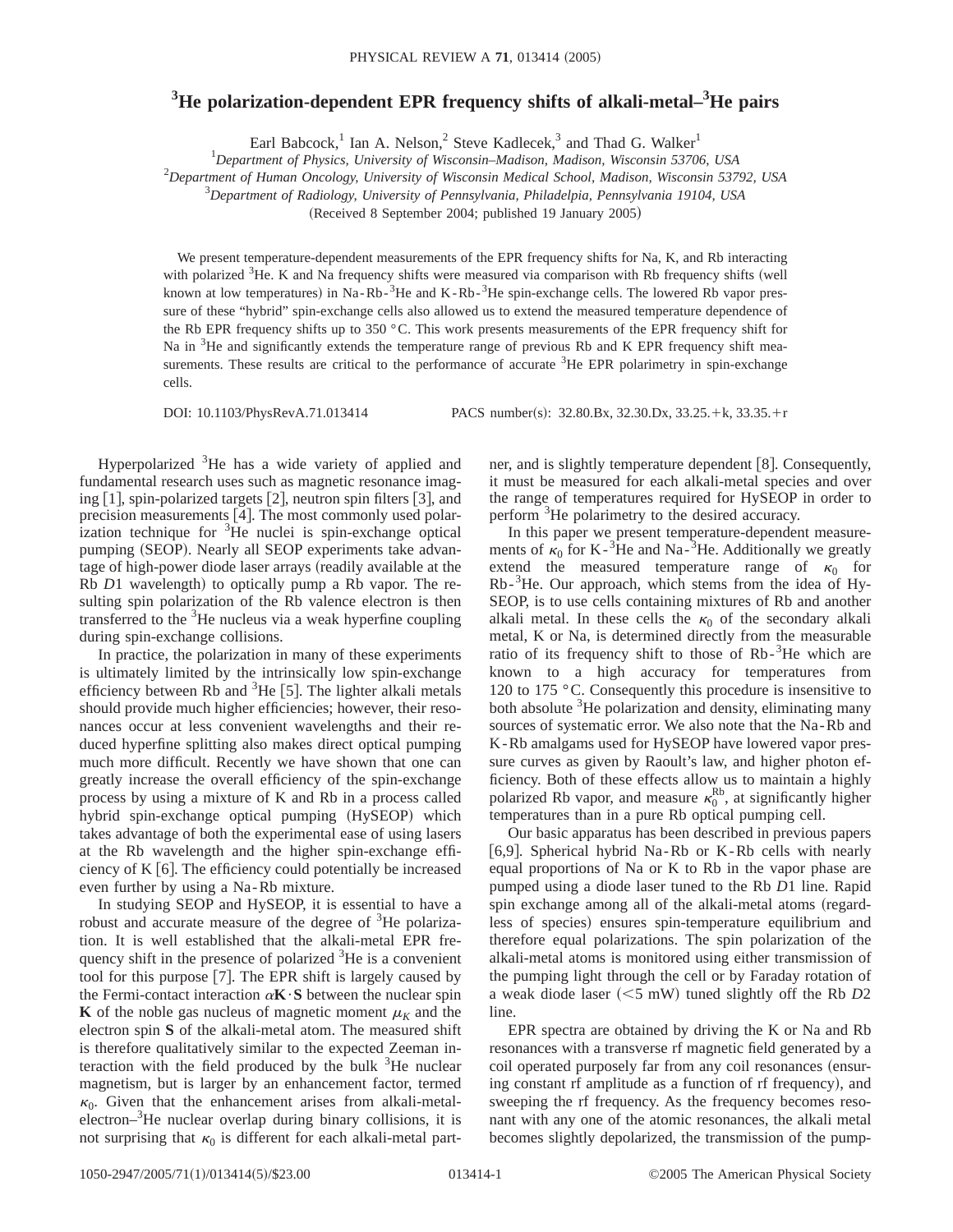# $^3$He polarization-dependent EPR frequency shifts of alkali-metal–$^3$He pairs

Earl Babcock,[1] Ian A. Nelson,[2] Steve Kadlecek,[3] and Thad G. Walker[1]

[1]*Department of Physics, University of Wisconsin–Madison, Madison, Wisconsin 53706, USA*
[2]*Department of Human Oncology, University of Wisconsin Medical School, Madison, Wisconsin 53792, USA*
[3]*Department of Radiology, University of Pennsylvania, Philadelphia, Pennsylvania 19104, USA*

(Received 8 September 2004; published 19 January 2005)

We present temperature-dependent measurements of the EPR frequency shifts for Na, K, and Rb interacting with polarized $^3$He. K and Na frequency shifts were measured via comparison with Rb frequency shifts (well known at low temperatures) in Na-Rb-$^3$He and K-Rb-$^3$He spin-exchange cells. The lowered Rb vapor pressure of these "hybrid" spin-exchange cells also allowed us to extend the measured temperature dependence of the Rb EPR frequency shifts up to 350 °C. This work presents measurements of the EPR frequency shift for Na in $^3$He and significantly extends the temperature range of previous Rb and K EPR frequency shift measurements. These results are critical to the performance of accurate $^3$He EPR polarimetry in spin-exchange cells.

DOI: 10.1103/PhysRevA.71.013414 PACS number(s): 32.80.Bx, 32.30.Dx, 33.25.+k, 33.35.+r

Hyperpolarized $^3$He has a wide variety of applied and fundamental research uses such as magnetic resonance imaging [1], spin-polarized targets [2], neutron spin filters [3], and precision measurements [4]. The most commonly used polarization technique for $^3$He nuclei is spin-exchange optical pumping (SEOP). Nearly all SEOP experiments take advantage of high-power diode laser arrays (readily available at the Rb $D1$ wavelength) to optically pump a Rb vapor. The resulting spin polarization of the Rb valence electron is then transferred to the $^3$He nucleus via a weak hyperfine coupling during spin-exchange collisions.

In practice, the polarization in many of these experiments is ultimately limited by the intrinsically low spin-exchange efficiency between Rb and $^3$He [5]. The lighter alkali metals should provide much higher efficiencies; however, their resonances occur at less convenient wavelengths and their reduced hyperfine splitting also makes direct optical pumping much more difficult. Recently we have shown that one can greatly increase the overall efficiency of the spin-exchange process by using a mixture of K and Rb in a process called hybrid spin-exchange optical pumping (HySEOP) which takes advantage of both the experimental ease of using lasers at the Rb wavelength and the higher spin-exchange efficiency of K [6]. The efficiency could potentially be increased even further by using a Na-Rb mixture.

In studying SEOP and HySEOP, it is essential to have a robust and accurate measure of the degree of $^3$He polarization. It is well established that the alkali-metal EPR frequency shift in the presence of polarized $^3$He is a convenient tool for this purpose [7]. The EPR shift is largely caused by the Fermi-contact interaction $\alpha \mathbf{K}\cdot\mathbf{S}$ between the nuclear spin $\mathbf{K}$ of the noble gas nucleus of magnetic moment $\mu_K$ and the electron spin $\mathbf{S}$ of the alkali-metal atom. The measured shift is therefore qualitatively similar to the expected Zeeman interaction with the field produced by the bulk $^3$He nuclear magnetism, but is larger by an enhancement factor, termed $\kappa_0$. Given that the enhancement arises from alkali-metal-electron–$^3$He nuclear overlap during binary collisions, it is not surprising that $\kappa_0$ is different for each alkali-metal partner, and is slightly temperature dependent [8]. Consequently, it must be measured for each alkali-metal species and over the range of temperatures required for HySEOP in order to perform $^3$He polarimetry to the desired accuracy.

In this paper we present temperature-dependent measurements of $\kappa_0$ for K-$^3$He and Na-$^3$He. Additionally we greatly extend the measured temperature range of $\kappa_0$ for Rb-$^3$He. Our approach, which stems from the idea of HySEOP, is to use cells containing mixtures of Rb and another alkali metal. In these cells the $\kappa_0$ of the secondary alkali metal, K or Na, is determined directly from the measurable ratio of its frequency shift to those of Rb-$^3$He which are known to a high accuracy for temperatures from 120 to 175 °C. Consequently this procedure is insensitive to both absolute $^3$He polarization and density, eliminating many sources of systematic error. We also note that the Na-Rb and K-Rb amalgams used for HySEOP have lowered vapor pressure curves as given by Raoult's law, and higher photon efficiency. Both of these effects allow us to maintain a highly polarized Rb vapor, and measure $\kappa_0^{\mathrm{Rb}}$, at significantly higher temperatures than in a pure Rb optical pumping cell.

Our basic apparatus has been described in previous papers [6,9]. Spherical hybrid Na-Rb or K-Rb cells with nearly equal proportions of Na or K to Rb in the vapor phase are pumped using a diode laser tuned to the Rb $D1$ line. Rapid spin exchange among all of the alkali-metal atoms (regardless of species) ensures spin-temperature equilibrium and therefore equal polarizations. The spin polarization of the alkali-metal atoms is monitored using either transmission of the pumping light through the cell or by Faraday rotation of a weak diode laser (<5 mW) tuned slightly off the Rb $D2$ line.

EPR spectra are obtained by driving the K or Na and Rb resonances with a transverse rf magnetic field generated by a coil operated purposely far from any coil resonances (ensuring constant rf amplitude as a function of rf frequency), and sweeping the rf frequency. As the frequency becomes resonant with any one of the atomic resonances, the alkali metal becomes slightly depolarized, the transmission of the pump-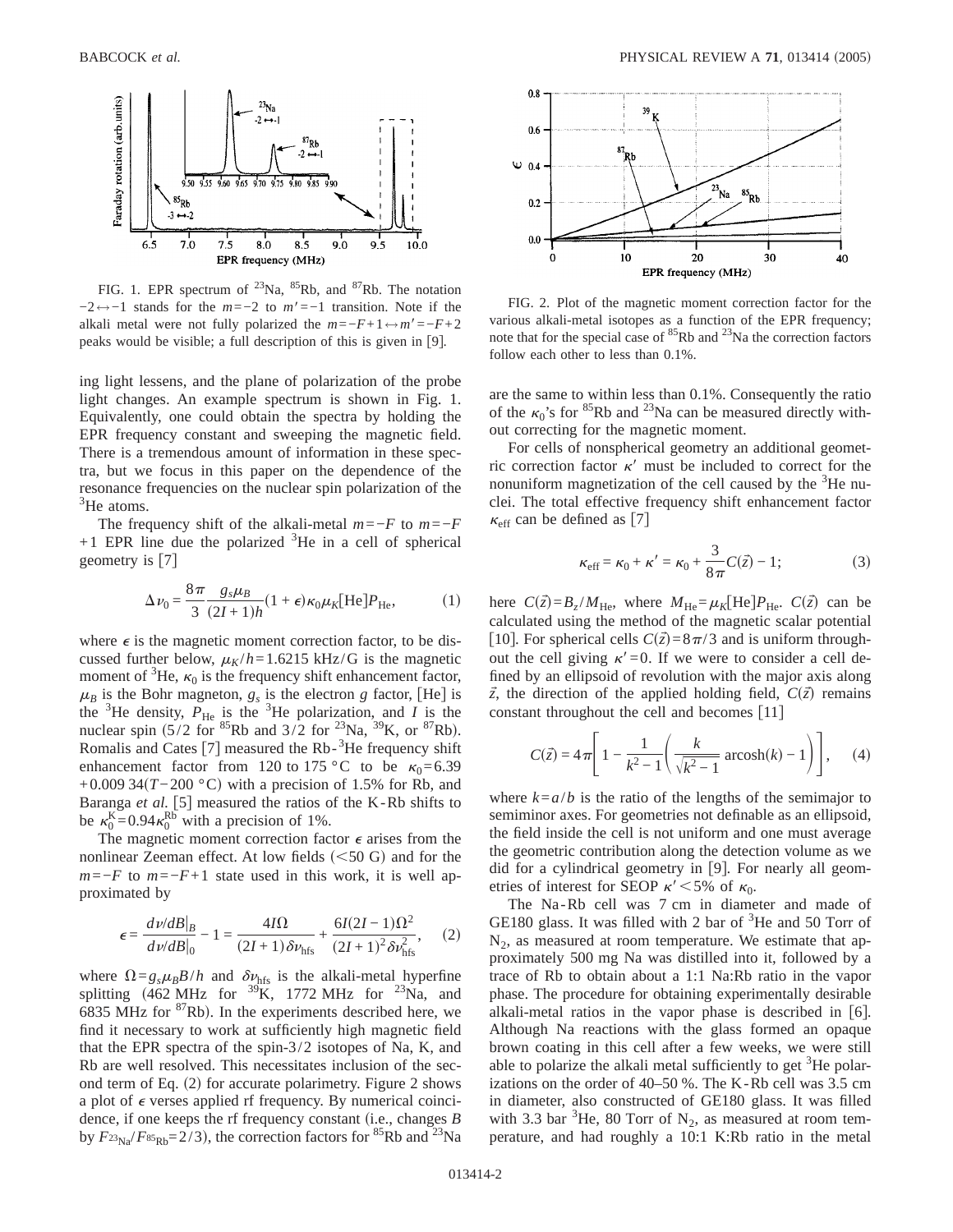FIG. 1. EPR spectrum of $^{23}$Na, $^{85}$Rb, and $^{87}$Rb. The notation $-2 \leftrightarrow -1$ stands for the $m=-2$ to $m'=-1$ transition. Note if the alkali metal were not fully polarized the $m=-F+1 \leftrightarrow m'=-F+2$ peaks would be visible; a full description of this is given in [9].

ing light lessens, and the plane of polarization of the probe light changes. An example spectrum is shown in Fig. 1. Equivalently, one could obtain the spectra by holding the EPR frequency constant and sweeping the magnetic field. There is a tremendous amount of information in these spectra, but we focus in this paper on the dependence of the resonance frequencies on the nuclear spin polarization of the $^3$He atoms.

The frequency shift of the alkali-metal $m=-F$ to $m=-F+1$ EPR line due the polarized $^3$He in a cell of spherical geometry is [7]

$$\Delta\nu_0 = \frac{8\pi}{3}\frac{g_s\mu_B}{(2I+1)h}(1+\epsilon)\kappa_0\mu_K[\text{He}]P_{\text{He}}, \tag{1}$$

where $\epsilon$ is the magnetic moment correction factor, to be discussed further below, $\mu_K/h=1.6215$ kHz/G is the magnetic moment of $^3$He, $\kappa_0$ is the frequency shift enhancement factor, $\mu_B$ is the Bohr magneton, $g_s$ is the electron $g$ factor, [He] is the $^3$He density, $P_{\text{He}}$ is the $^3$He polarization, and $I$ is the nuclear spin (5/2 for $^{85}$Rb and 3/2 for $^{23}$Na, $^{39}$K, or $^{87}$Rb). Romalis and Cates [7] measured the Rb-$^3$He frequency shift enhancement factor from 120 to 175 °C to be $\kappa_0=6.39+0.00934(T-200\ ^\circ\text{C})$ with a precision of 1.5% for Rb, and Baranga *et al.* [5] measured the ratios of the K-Rb shifts to be $\kappa_0^{\text{K}}=0.94\kappa_0^{\text{Rb}}$ with a precision of 1%.

The magnetic moment correction factor $\epsilon$ arises from the nonlinear Zeeman effect. At low fields ($<50$ G) and for the $m=-F$ to $m=-F+1$ state used in this work, it is well approximated by

$$\epsilon = \frac{d\nu/dB|_B}{d\nu/dB|_0} - 1 = \frac{4I\Omega}{(2I+1)\delta\nu_{\text{hfs}}} + \frac{6I(2I-1)\Omega^2}{(2I+1)^2\delta\nu_{\text{hfs}}^2}, \tag{2}$$

where $\Omega=g_s\mu_B B/h$ and $\delta\nu_{\text{hfs}}$ is the alkali-metal hyperfine splitting (462 MHz for $^{39}$K, 1772 MHz for $^{23}$Na, and 6835 MHz for $^{87}$Rb). In the experiments described here, we find it necessary to work at sufficiently high magnetic field that the EPR spectra of the spin-3/2 isotopes of Na, K, and Rb are well resolved. This necessitates inclusion of the second term of Eq. (2) for accurate polarimetry. Figure 2 shows a plot of $\epsilon$ verses applied rf frequency. By numerical coincidence, if one keeps the rf frequency constant (i.e., changes $B$ by $F_{^{23}\text{Na}}/F_{^{85}\text{Rb}}=2/3$), the correction factors for $^{85}$Rb and $^{23}$Na are the same to within less than 0.1%. Consequently the ratio of the $\kappa_0$'s for $^{85}$Rb and $^{23}$Na can be measured directly without correcting for the magnetic moment.

FIG. 2. Plot of the magnetic moment correction factor for the various alkali-metal isotopes as a function of the EPR frequency; note that for the special case of $^{85}$Rb and $^{23}$Na the correction factors follow each other to less than 0.1%.

For cells of nonspherical geometry an additional geometric correction factor $\kappa'$ must be included to correct for the nonuniform magnetization of the cell caused by the $^3$He nuclei. The total effective frequency shift enhancement factor $\kappa_{\text{eff}}$ can be defined as [7]

$$\kappa_{\text{eff}} = \kappa_0 + \kappa' = \kappa_0 + \frac{3}{8\pi}C(\vec{z}) - 1; \tag{3}$$

here $C(\vec{z})=B_z/M_{\text{He}}$, where $M_{\text{He}}=\mu_K[\text{He}]P_{\text{He}}$. $C(\vec{z})$ can be calculated using the method of the magnetic scalar potential [10]. For spherical cells $C(\vec{z})=8\pi/3$ and is uniform throughout the cell giving $\kappa'=0$. If we were to consider a cell defined by an ellipsoid of revolution with the major axis along $\vec{z}$, the direction of the applied holding field, $C(\vec{z})$ remains constant throughout the cell and becomes [11]

$$C(\vec{z}) = 4\pi\left[1 - \frac{1}{k^2-1}\left(\frac{k}{\sqrt{k^2-1}}\,\text{arcosh}(k) - 1\right)\right], \tag{4}$$

where $k=a/b$ is the ratio of the lengths of the semimajor to semiminor axes. For geometries not definable as an ellipsoid, the field inside the cell is not uniform and one must average the geometric contribution along the detection volume as we did for a cylindrical geometry in [9]. For nearly all geometries of interest for SEOP $\kappa'<5\%$ of $\kappa_0$.

The Na-Rb cell was 7 cm in diameter and made of GE180 glass. It was filled with 2 bar of $^3$He and 50 Torr of $N_2$, as measured at room temperature. We estimate that approximately 500 mg Na was distilled into it, followed by a trace of Rb to obtain about a 1:1 Na:Rb ratio in the vapor phase. The procedure for obtaining experimentally desirable alkali-metal ratios in the vapor phase is described in [6]. Although Na reactions with the glass formed an opaque brown coating in this cell after a few weeks, we were still able to polarize the alkali metal sufficiently to get $^3$He polarizations on the order of 40–50 %. The K-Rb cell was 3.5 cm in diameter, also constructed of GE180 glass. It was filled with 3.3 bar $^3$He, 80 Torr of $N_2$, as measured at room temperature, and had roughly a 10:1 K:Rb ratio in the metal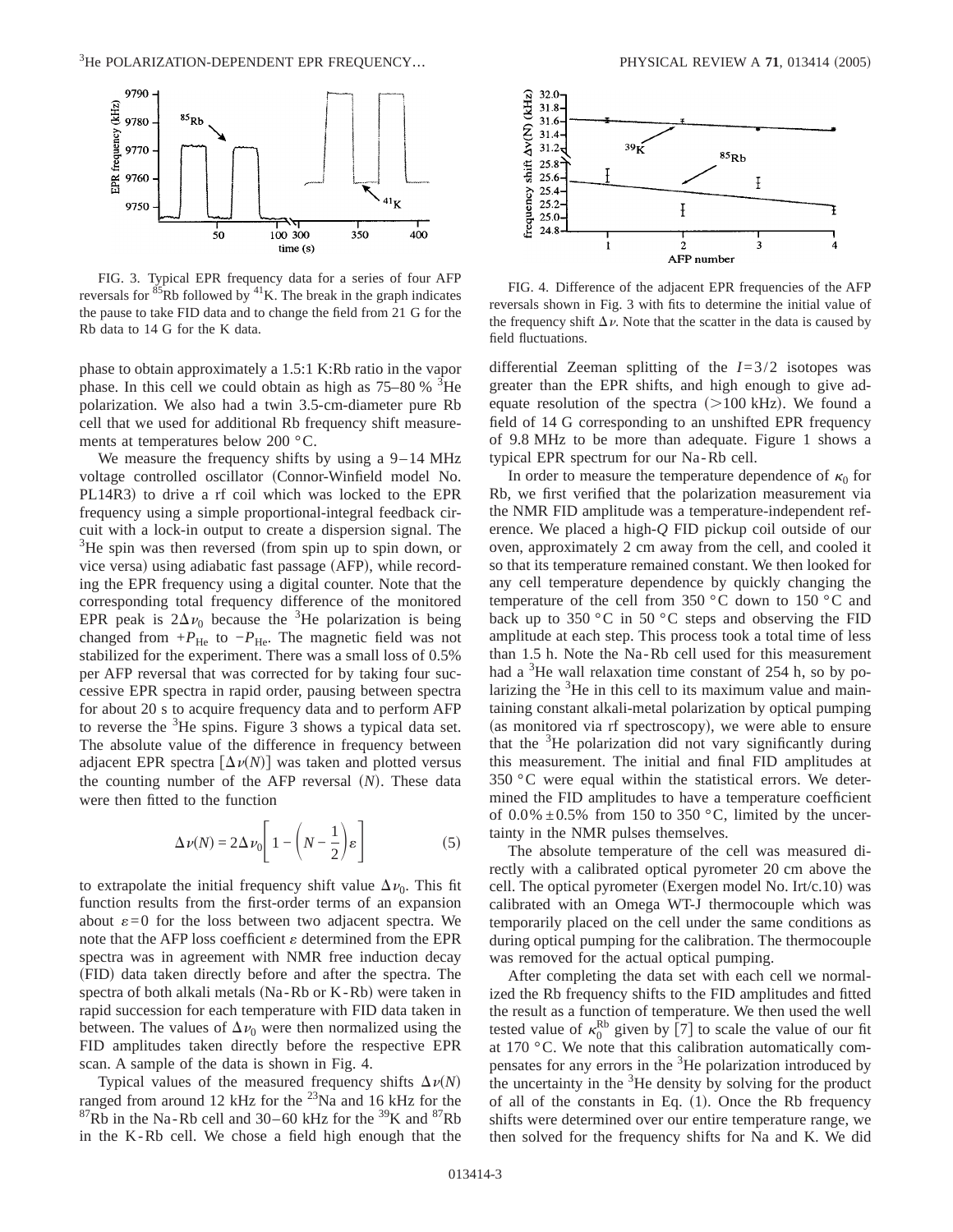FIG. 3. Typical EPR frequency data for a series of four AFP reversals for $^{85}$Rb followed by $^{41}$K. The break in the graph indicates the pause to take FID data and to change the field from 21 G for the Rb data to 14 G for the K data.

FIG. 4. Difference of the adjacent EPR frequencies of the AFP reversals shown in Fig. 3 with fits to determine the initial value of the frequency shift $\Delta\nu$. Note that the scatter in the data is caused by field fluctuations.

phase to obtain approximately a 1.5:1 K:Rb ratio in the vapor phase. In this cell we could obtain as high as 75–80 % $^3$He polarization. We also had a twin 3.5-cm-diameter pure Rb cell that we used for additional Rb frequency shift measurements at temperatures below 200 °C.

We measure the frequency shifts by using a 9–14 MHz voltage controlled oscillator (Connor-Winfield model No. PL14R3) to drive a rf coil which was locked to the EPR frequency using a simple proportional-integral feedback circuit with a lock-in output to create a dispersion signal. The $^3$He spin was then reversed (from spin up to spin down, or vice versa) using adiabatic fast passage (AFP), while recording the EPR frequency using a digital counter. Note that the corresponding total frequency difference of the monitored EPR peak is $2\Delta\nu_0$ because the $^3$He polarization is being changed from $+P_{\mathrm{He}}$ to $-P_{\mathrm{He}}$. The magnetic field was not stabilized for the experiment. There was a small loss of 0.5% per AFP reversal that was corrected for by taking four successive EPR spectra in rapid order, pausing between spectra for about 20 s to acquire frequency data and to perform AFP to reverse the $^3$He spins. Figure 3 shows a typical data set. The absolute value of the difference in frequency between adjacent EPR spectra $[\Delta\nu(N)]$ was taken and plotted versus the counting number of the AFP reversal $(N)$. These data were then fitted to the function

$$\Delta\nu(N) = 2\Delta\nu_0\left[1 - \left(N - \frac{1}{2}\right)\varepsilon\right] \tag{5}$$

to extrapolate the initial frequency shift value $\Delta\nu_0$. This fit function results from the first-order terms of an expansion about $\varepsilon=0$ for the loss between two adjacent spectra. We note that the AFP loss coefficient $\varepsilon$ determined from the EPR spectra was in agreement with NMR free induction decay (FID) data taken directly before and after the spectra. The spectra of both alkali metals (Na-Rb or K-Rb) were taken in rapid succession for each temperature with FID data taken in between. The values of $\Delta\nu_0$ were then normalized using the FID amplitudes taken directly before the respective EPR scan. A sample of the data is shown in Fig. 4.

Typical values of the measured frequency shifts $\Delta\nu(N)$ ranged from around 12 kHz for the $^{23}$Na and 16 kHz for the $^{87}$Rb in the Na-Rb cell and 30–60 kHz for the $^{39}$K and $^{87}$Rb in the K-Rb cell. We chose a field high enough that the differential Zeeman splitting of the $I=3/2$ isotopes was greater than the EPR shifts, and high enough to give adequate resolution of the spectra (>100 kHz). We found a field of 14 G corresponding to an unshifted EPR frequency of 9.8 MHz to be more than adequate. Figure 1 shows a typical EPR spectrum for our Na-Rb cell.

In order to measure the temperature dependence of $\kappa_0$ for Rb, we first verified that the polarization measurement via the NMR FID amplitude was a temperature-independent reference. We placed a high-$Q$ FID pickup coil outside of our oven, approximately 2 cm away from the cell, and cooled it so that its temperature remained constant. We then looked for any cell temperature dependence by quickly changing the temperature of the cell from 350 °C down to 150 °C and back up to 350 °C in 50 °C steps and observing the FID amplitude at each step. This process took a total time of less than 1.5 h. Note the Na-Rb cell used for this measurement had a $^3$He wall relaxation time constant of 254 h, so by polarizing the $^3$He in this cell to its maximum value and maintaining constant alkali-metal polarization by optical pumping (as monitored via rf spectroscopy), we were able to ensure that the $^3$He polarization did not vary significantly during this measurement. The initial and final FID amplitudes at 350 °C were equal within the statistical errors. We determined the FID amplitudes to have a temperature coefficient of 0.0% ± 0.5% from 150 to 350 °C, limited by the uncertainty in the NMR pulses themselves.

The absolute temperature of the cell was measured directly with a calibrated optical pyrometer 20 cm above the cell. The optical pyrometer (Exergen model No. Irt/c.10) was calibrated with an Omega WT-J thermocouple which was temporarily placed on the cell under the same conditions as during optical pumping for the calibration. The thermocouple was removed for the actual optical pumping.

After completing the data set with each cell we normalized the Rb frequency shifts to the FID amplitudes and fitted the result as a function of temperature. We then used the well tested value of $\kappa_0^{\mathrm{Rb}}$ given by [7] to scale the value of our fit at 170 °C. We note that this calibration automatically compensates for any errors in the $^3$He polarization introduced by the uncertainty in the $^3$He density by solving for the product of all of the constants in Eq. (1). Once the Rb frequency shifts were determined over our entire temperature range, we then solved for the frequency shifts for Na and K. We did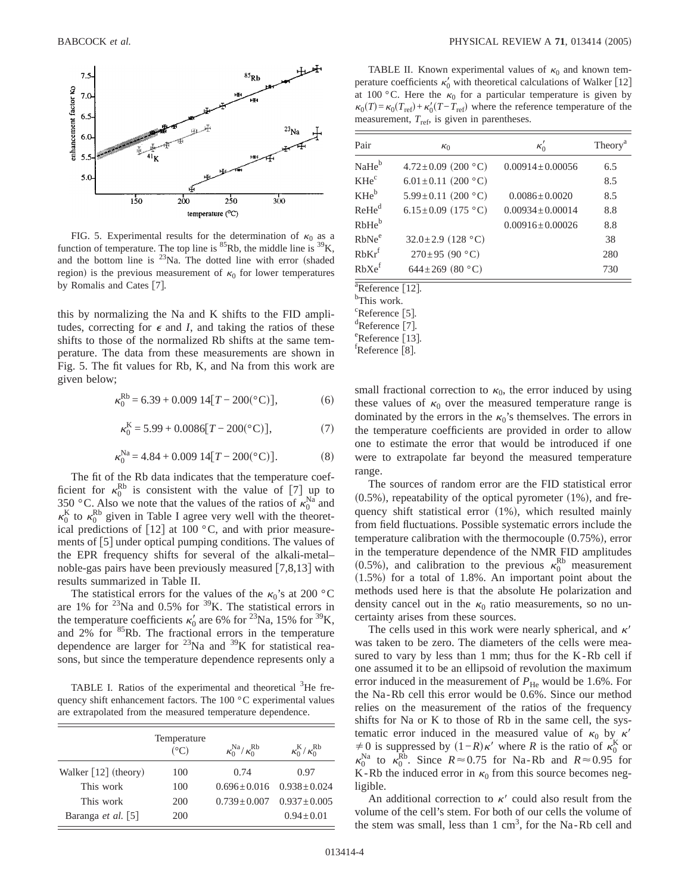FIG. 5. Experimental results for the determination of $\kappa_0$ as a function of temperature. The top line is $^{85}$Rb, the middle line is $^{39}$K, and the bottom line is $^{23}$Na. The dotted line with error (shaded region) is the previous measurement of $\kappa_0$ for lower temperatures by Romalis and Cates [7].

this by normalizing the Na and K shifts to the FID amplitudes, correcting for $\epsilon$ and $I$, and taking the ratios of these shifts to those of the normalized Rb shifts at the same temperature. The data from these measurements are shown in Fig. 5. The fit values for Rb, K, and Na from this work are given below;

$$\kappa_0^{\mathrm{Rb}} = 6.39 + 0.009\,14[T - 200(°\mathrm{C})], \tag{6}$$

$$\kappa_0^{\mathrm{K}} = 5.99 + 0.0086[T - 200(°\mathrm{C})], \tag{7}$$

$$\kappa_0^{\mathrm{Na}} = 4.84 + 0.009\,14[T - 200(°\mathrm{C})]. \tag{8}$$

The fit of the Rb data indicates that the temperature coefficient for $\kappa_0^{\mathrm{Rb}}$ is consistent with the value of [7] up to 350 °C. Also we note that the values of the ratios of $\kappa_0^{\mathrm{Na}}$ and $\kappa_0^{\mathrm{K}}$ to $\kappa_0^{\mathrm{Rb}}$ given in Table I agree very well with the theoretical predictions of [12] at 100 °C, and with prior measurements of [5] under optical pumping conditions. The values of the EPR frequency shifts for several of the alkali-metal–noble-gas pairs have been previously measured [7,8,13] with results summarized in Table II.

The statistical errors for the values of the $\kappa_0$'s at 200 °C are 1% for $^{23}$Na and 0.5% for $^{39}$K. The statistical errors in the temperature coefficients $\kappa_0'$ are 6% for $^{23}$Na, 15% for $^{39}$K, and 2% for $^{85}$Rb. The fractional errors in the temperature dependence are larger for $^{23}$Na and $^{39}$K for statistical reasons, but since the temperature dependence represents only a small fractional correction to $\kappa_0$, the error induced by using these values of $\kappa_0$ over the measured temperature range is dominated by the errors in the $\kappa_0$'s themselves. The errors in the temperature coefficients are provided in order to allow one to estimate the error that would be introduced if one were to extrapolate far beyond the measured temperature range.

TABLE I. Ratios of the experimental and theoretical $^3$He frequency shift enhancement factors. The 100 °C experimental values are extrapolated from the measured temperature dependence.

| | Temperature (°C) | $\kappa_0^{\mathrm{Na}}/\kappa_0^{\mathrm{Rb}}$ | $\kappa_0^{\mathrm{K}}/\kappa_0^{\mathrm{Rb}}$ |
|---|---|---|---|
| Walker [12] (theory) | 100 | 0.74 | 0.97 |
| This work | 100 | $0.696 \pm 0.016$ | $0.938 \pm 0.024$ |
| This work | 200 | $0.739 \pm 0.007$ | $0.937 \pm 0.005$ |
| Baranga *et al.* [5] | 200 | | $0.94 \pm 0.01$ |

TABLE II. Known experimental values of $\kappa_0$ and known temperature coefficients $\kappa_0'$ with theoretical calculations of Walker [12] at 100 °C. Here the $\kappa_0$ for a particular temperature is given by $\kappa_0(T) = \kappa_0(T_{\mathrm{ref}}) + \kappa_0'(T - T_{\mathrm{ref}})$ where the reference temperature of the measurement, $T_{\mathrm{ref}}$, is given in parentheses.

| Pair | $\kappa_0$ | $\kappa_0'$ | Theory[a] |
|---|---|---|---|
| NaHe[b] | $4.72 \pm 0.09$ (200 °C) | $0.00914 \pm 0.00056$ | 6.5 |
| KHe[c] | $6.01 \pm 0.11$ (200 °C) | | 8.5 |
| KHe[b] | $5.99 \pm 0.11$ (200 °C) | $0.0086 \pm 0.0020$ | 8.5 |
| ReHe[d] | $6.15 \pm 0.09$ (175 °C) | $0.00934 \pm 0.00014$ | 8.8 |
| RbHe[b] | | $0.00916 \pm 0.00026$ | 8.8 |
| RbNe[e] | $32.0 \pm 2.9$ (128 °C) | | 38 |
| RbKr[f] | $270 \pm 95$ (90 °C) | | 280 |
| RbXe[f] | $644 \pm 269$ (80 °C) | | 730 |

[a]Reference [12].
[b]This work.
[c]Reference [5].
[d]Reference [7].
[e]Reference [13].
[f]Reference [8].

The sources of random error are the FID statistical error (0.5%), repeatability of the optical pyrometer (1%), and frequency shift statistical error (1%), which resulted mainly from field fluctuations. Possible systematic errors include the temperature calibration with the thermocouple (0.75%), error in the temperature dependence of the NMR FID amplitudes (0.5%), and calibration to the previous $\kappa_0^{\mathrm{Rb}}$ measurement (1.5%) for a total of 1.8%. An important point about the methods used here is that the absolute He polarization and density cancel out in the $\kappa_0$ ratio measurements, so no uncertainty arises from these sources.

The cells used in this work were nearly spherical, and $\kappa'$ was taken to be zero. The diameters of the cells were measured to vary by less than 1 mm; thus for the K-Rb cell if one assumed it to be an ellipsoid of revolution the maximum error induced in the measurement of $P_{\mathrm{He}}$ would be 1.6%. For the Na-Rb cell this error would be 0.6%. Since our method relies on the measurement of the ratios of the frequency shifts for Na or K to those of Rb in the same cell, the systematic error induced in the measured value of $\kappa_0$ by $\kappa' \neq 0$ is suppressed by $(1-R)\kappa'$ where $R$ is the ratio of $\kappa_0^{\mathrm{K}}$ or $\kappa_0^{\mathrm{Na}}$ to $\kappa_0^{\mathrm{Rb}}$. Since $R \approx 0.75$ for Na-Rb and $R \approx 0.95$ for K-Rb the induced error in $\kappa_0$ from this source becomes negligible.

An additional correction to $\kappa'$ could also result from the volume of the cell's stem. For both of our cells the volume of the stem was small, less than 1 cm$^3$, for the Na-Rb cell and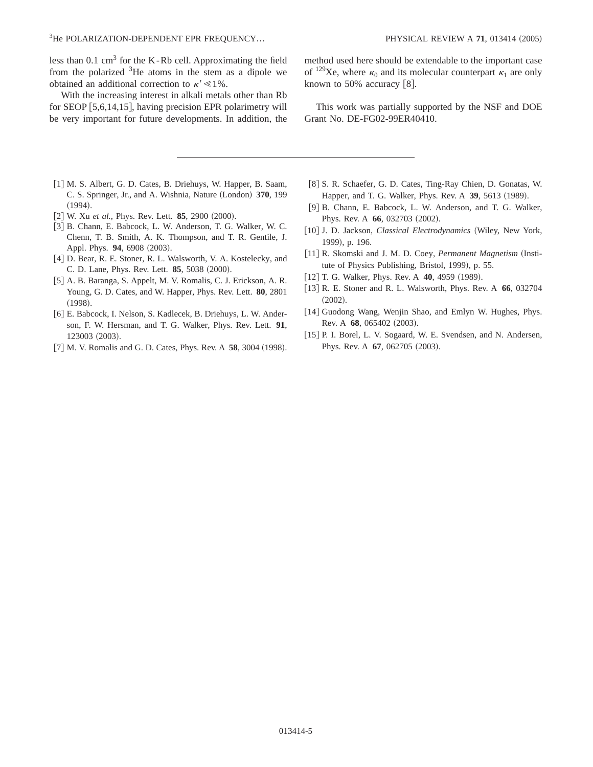less than 0.1 $cm^3$ for the K-Rb cell. Approximating the field from the polarized $^3$He atoms in the stem as a dipole we obtained an additional correction to $\kappa' \ll 1\%$.

With the increasing interest in alkali metals other than Rb for SEOP [5,6,14,15], having precision EPR polarimetry will be very important for future developments. In addition, the method used here should be extendable to the important case of $^{129}$Xe, where $\kappa_0$ and its molecular counterpart $\kappa_1$ are only known to 50% accuracy [8].

This work was partially supported by the NSF and DOE Grant No. DE-FG02-99ER40410.

---

[1] M. S. Albert, G. D. Cates, B. Driehuys, W. Happer, B. Saam, C. S. Springer, Jr., and A. Wishnia, Nature (London) **370**, 199 (1994).

[2] W. Xu *et al.*, Phys. Rev. Lett. **85**, 2900 (2000).

[3] B. Chann, E. Babcock, L. W. Anderson, T. G. Walker, W. C. Chenn, T. B. Smith, A. K. Thompson, and T. R. Gentile, J. Appl. Phys. **94**, 6908 (2003).

[4] D. Bear, R. E. Stoner, R. L. Walsworth, V. A. Kostelecky, and C. D. Lane, Phys. Rev. Lett. **85**, 5038 (2000).

[5] A. B. Baranga, S. Appelt, M. V. Romalis, C. J. Erickson, A. R. Young, G. D. Cates, and W. Happer, Phys. Rev. Lett. **80**, 2801 (1998).

[6] E. Babcock, I. Nelson, S. Kadlecek, B. Driehuys, L. W. Anderson, F. W. Hersman, and T. G. Walker, Phys. Rev. Lett. **91**, 123003 (2003).

[7] M. V. Romalis and G. D. Cates, Phys. Rev. A **58**, 3004 (1998).

[8] S. R. Schaefer, G. D. Cates, Ting-Ray Chien, D. Gonatas, W. Happer, and T. G. Walker, Phys. Rev. A **39**, 5613 (1989).

[9] B. Chann, E. Babcock, L. W. Anderson, and T. G. Walker, Phys. Rev. A **66**, 032703 (2002).

[10] J. D. Jackson, *Classical Electrodynamics* (Wiley, New York, 1999), p. 196.

[11] R. Skomski and J. M. D. Coey, *Permanent Magnetism* (Institute of Physics Publishing, Bristol, 1999), p. 55.

[12] T. G. Walker, Phys. Rev. A **40**, 4959 (1989).

[13] R. E. Stoner and R. L. Walsworth, Phys. Rev. A **66**, 032704 (2002).

[14] Guodong Wang, Wenjin Shao, and Emlyn W. Hughes, Phys. Rev. A **68**, 065402 (2003).

[15] P. I. Borel, L. V. Sogaard, W. E. Svendsen, and N. Andersen, Phys. Rev. A **67**, 062705 (2003).